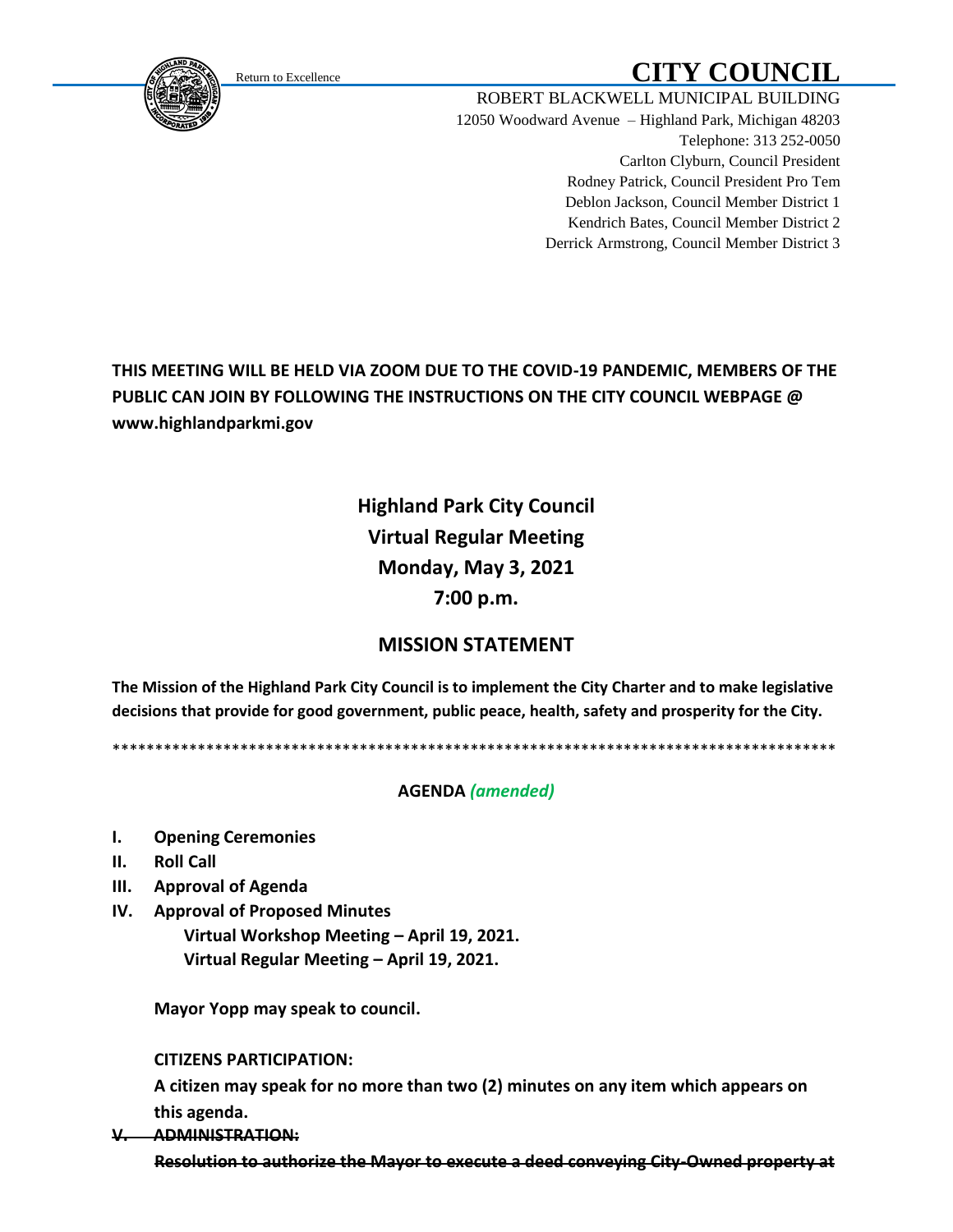Return to Excellence

# CITY COUNCIL

ROBERT BLACKWELL MUNICIPAL BUILDING
12050 Woodward Avenue – Highland Park, Michigan 48203
Telephone: 313 252-0050
Carlton Clyburn, Council President
Rodney Patrick, Council President Pro Tem
Deblon Jackson, Council Member District 1
Kendrich Bates, Council Member District 2
Derrick Armstrong, Council Member District 3

**THIS MEETING WILL BE HELD VIA ZOOM DUE TO THE COVID-19 PANDEMIC, MEMBERS OF THE PUBLIC CAN JOIN BY FOLLOWING THE INSTRUCTIONS ON THE CITY COUNCIL WEBPAGE @ www.highlandparkmi.gov**

## Highland Park City Council
## Virtual Regular Meeting
## Monday, May 3, 2021
## 7:00 p.m.

## MISSION STATEMENT

**The Mission of the Highland Park City Council is to implement the City Charter and to make legislative decisions that provide for good government, public peace, health, safety and prosperity for the City.**

\*\*\*\*\*\*\*\*\*\*\*\*\*\*\*\*\*\*\*\*\*\*\*\*\*\*\*\*\*\*\*\*\*\*\*\*\*\*\*\*\*\*\*\*\*\*\*\*\*\*\*\*\*\*\*\*\*\*\*\*\*\*\*\*\*\*\*\*\*\*\*\*\*\*\*\*\*\*\*\*\*\*\*\*\*\*\*

**AGENDA** ***(amended)***

**I. Opening Ceremonies**

**II. Roll Call**

**III. Approval of Agenda**

**IV. Approval of Proposed Minutes**

**Virtual Workshop Meeting – April 19, 2021.**
**Virtual Regular Meeting – April 19, 2021.**

**Mayor Yopp may speak to council.**

**CITIZENS PARTICIPATION:**

**A citizen may speak for no more than two (2) minutes on any item which appears on this agenda.**

~~**V. ADMINISTRATION:**~~

~~**Resolution to authorize the Mayor to execute a deed conveying City-Owned property at**~~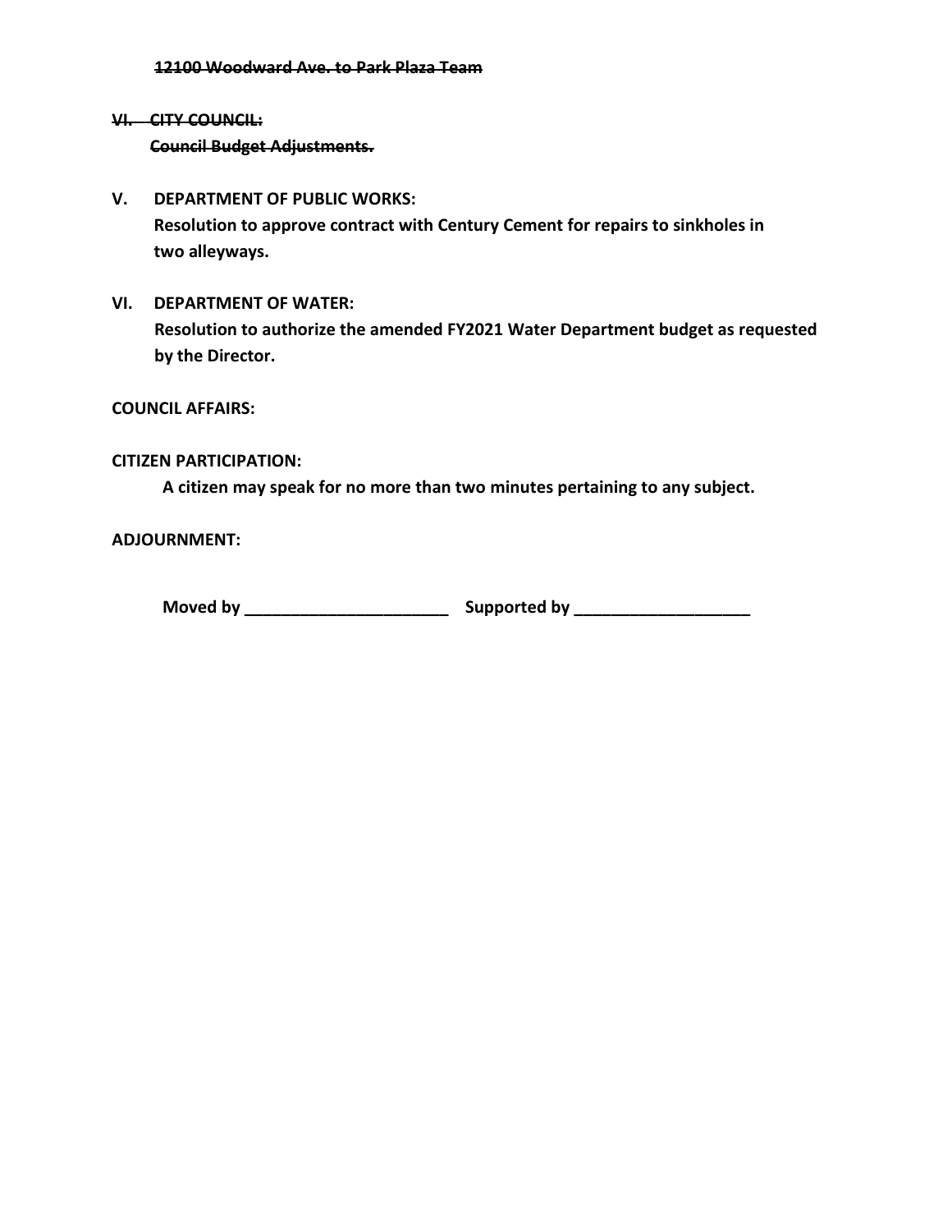~~**12100 Woodward Ave. to Park Plaza Team**~~

~~**VI. CITY COUNCIL:**~~

~~**Council Budget Adjustments.**~~

**V. DEPARTMENT OF PUBLIC WORKS:**

**Resolution to approve contract with Century Cement for repairs to sinkholes in two alleyways.**

**VI. DEPARTMENT OF WATER:**

**Resolution to authorize the amended FY2021 Water Department budget as requested by the Director.**

**COUNCIL AFFAIRS:**

**CITIZEN PARTICIPATION:**

**A citizen may speak for no more than two minutes pertaining to any subject.**

**ADJOURNMENT:**

**Moved by ______________________ Supported by ___________________**